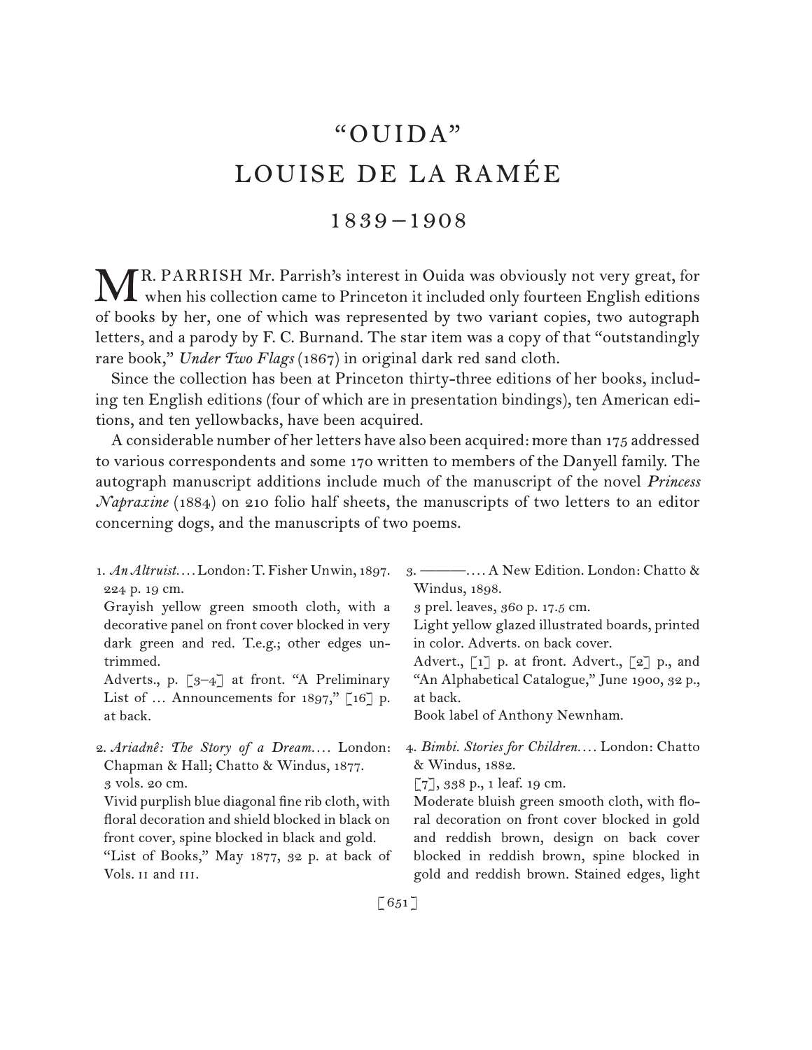# "OUIDA"
# LOUISE DE LA RAMÉE

## 1839–1908

MR. PARRISH Mr. Parrish's interest in Ouida was obviously not very great, for when his collection came to Princeton it included only fourteen English editions of books by her, one of which was represented by two variant copies, two autograph letters, and a parody by F. C. Burnand. The star item was a copy of that "outstandingly rare book," *Under Two Flags* (1867) in original dark red sand cloth.

Since the collection has been at Princeton thirty-three editions of her books, including ten English editions (four of which are in presentation bindings), ten American editions, and ten yellowbacks, have been acquired.

A considerable number of her letters have also been acquired: more than 175 addressed to various correspondents and some 170 written to members of the Danyell family. The autograph manuscript additions include much of the manuscript of the novel *Princess Napraxine* (1884) on 210 folio half sheets, the manuscripts of two letters to an editor concerning dogs, and the manuscripts of two poems.

1. *An Altruist.*… London: T. Fisher Unwin, 1897.
224 p. 19 cm.
Grayish yellow green smooth cloth, with a decorative panel on front cover blocked in very dark green and red. T.e.g.; other edges untrimmed.
Adverts., p. [3–4] at front. "A Preliminary List of … Announcements for 1897," [16] p. at back.

2. *Ariadnê: The Story of a Dream.*… London: Chapman & Hall; Chatto & Windus, 1877.
3 vols. 20 cm.
Vivid purplish blue diagonal fine rib cloth, with floral decoration and shield blocked in black on front cover, spine blocked in black and gold.
"List of Books," May 1877, 32 p. at back of Vols. II and III.

3. ———.… A New Edition. London: Chatto & Windus, 1898.
3 prel. leaves, 360 p. 17.5 cm.
Light yellow glazed illustrated boards, printed in color. Adverts. on back cover.
Advert., [1] p. at front. Advert., [2] p., and "An Alphabetical Catalogue," June 1900, 32 p., at back.
Book label of Anthony Newnham.

4. *Bimbi. Stories for Children.*… London: Chatto & Windus, 1882.
[7], 338 p., 1 leaf. 19 cm.
Moderate bluish green smooth cloth, with floral decoration on front cover blocked in gold and reddish brown, design on back cover blocked in reddish brown, spine blocked in gold and reddish brown. Stained edges, light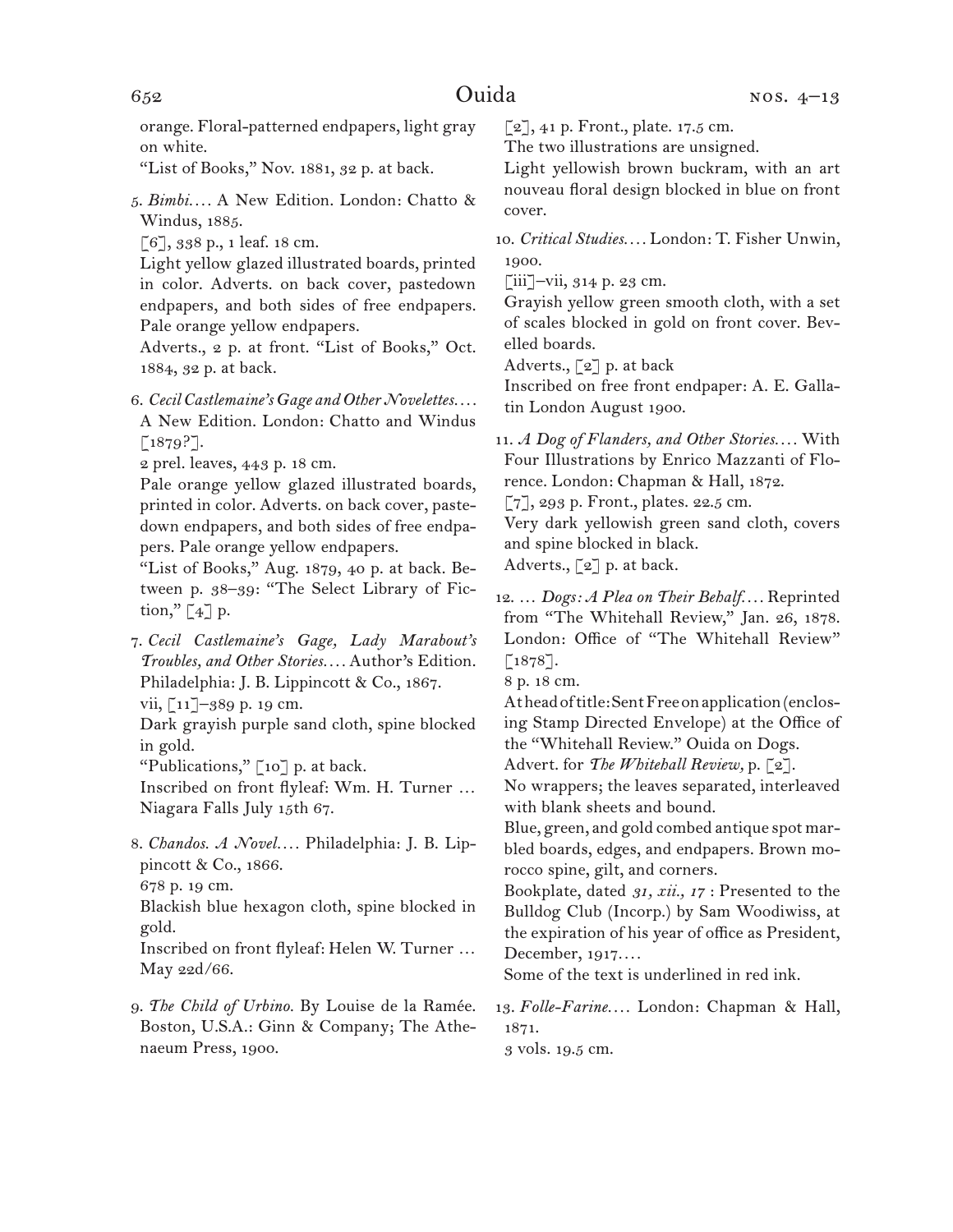orange. Floral-patterned endpapers, light gray on white.

"List of Books," Nov. 1881, 32 p. at back.

5. *Bimbi.*... A New Edition. London: Chatto & Windus, 1885.
[6], 338 p., 1 leaf. 18 cm.
Light yellow glazed illustrated boards, printed in color. Adverts. on back cover, pastedown endpapers, and both sides of free endpapers. Pale orange yellow endpapers.
Adverts., 2 p. at front. "List of Books," Oct. 1884, 32 p. at back.

6. *Cecil Castlemaine's Gage and Other Novelettes.*... A New Edition. London: Chatto and Windus [1879?].
2 prel. leaves, 443 p. 18 cm.
Pale orange yellow glazed illustrated boards, printed in color. Adverts. on back cover, pastedown endpapers, and both sides of free endpapers. Pale orange yellow endpapers.
"List of Books," Aug. 1879, 40 p. at back. Between p. 38–39: "The Select Library of Fiction," [4] p.

7. *Cecil Castlemaine's Gage, Lady Marabout's Troubles, and Other Stories.*... Author's Edition. Philadelphia: J. B. Lippincott & Co., 1867.
vii, [11]–389 p. 19 cm.
Dark grayish purple sand cloth, spine blocked in gold.
"Publications," [10] p. at back.
Inscribed on front flyleaf: Wm. H. Turner ... Niagara Falls July 15th 67.

8. *Chandos. A Novel.*... Philadelphia: J. B. Lippincott & Co., 1866.
678 p. 19 cm.
Blackish blue hexagon cloth, spine blocked in gold.
Inscribed on front flyleaf: Helen W. Turner ... May 22d/66.

9. *The Child of Urbino.* By Louise de la Ramée. Boston, U.S.A.: Ginn & Company; The Athenaeum Press, 1900.
[2], 41 p. Front., plate. 17.5 cm.
The two illustrations are unsigned.
Light yellowish brown buckram, with an art nouveau floral design blocked in blue on front cover.

10. *Critical Studies.*... London: T. Fisher Unwin, 1900.
[iii]–vii, 314 p. 23 cm.
Grayish yellow green smooth cloth, with a set of scales blocked in gold on front cover. Bevelled boards.
Adverts., [2] p. at back
Inscribed on free front endpaper: A. E. Gallatin London August 1900.

11. *A Dog of Flanders, and Other Stories.*... With Four Illustrations by Enrico Mazzanti of Florence. London: Chapman & Hall, 1872.
[7], 293 p. Front., plates. 22.5 cm.
Very dark yellowish green sand cloth, covers and spine blocked in black.
Adverts., [2] p. at back.

12. ... *Dogs: A Plea on Their Behalf.*... Reprinted from "The Whitehall Review," Jan. 26, 1878. London: Office of "The Whitehall Review" [1878].
8 p. 18 cm.
At head of title: Sent Free on application (enclosing Stamp Directed Envelope) at the Office of the "Whitehall Review." Ouida on Dogs.
Advert. for *The Whitehall Review,* p. [2].
No wrappers; the leaves separated, interleaved with blank sheets and bound.
Blue, green, and gold combed antique spot marbled boards, edges, and endpapers. Brown morocco spine, gilt, and corners.
Bookplate, dated *31, xii., 17* : Presented to the Bulldog Club (Incorp.) by Sam Woodiwiss, at the expiration of his year of office as President, December, 1917....
Some of the text is underlined in red ink.

13. *Folle-Farine.*... London: Chapman & Hall, 1871.
3 vols. 19.5 cm.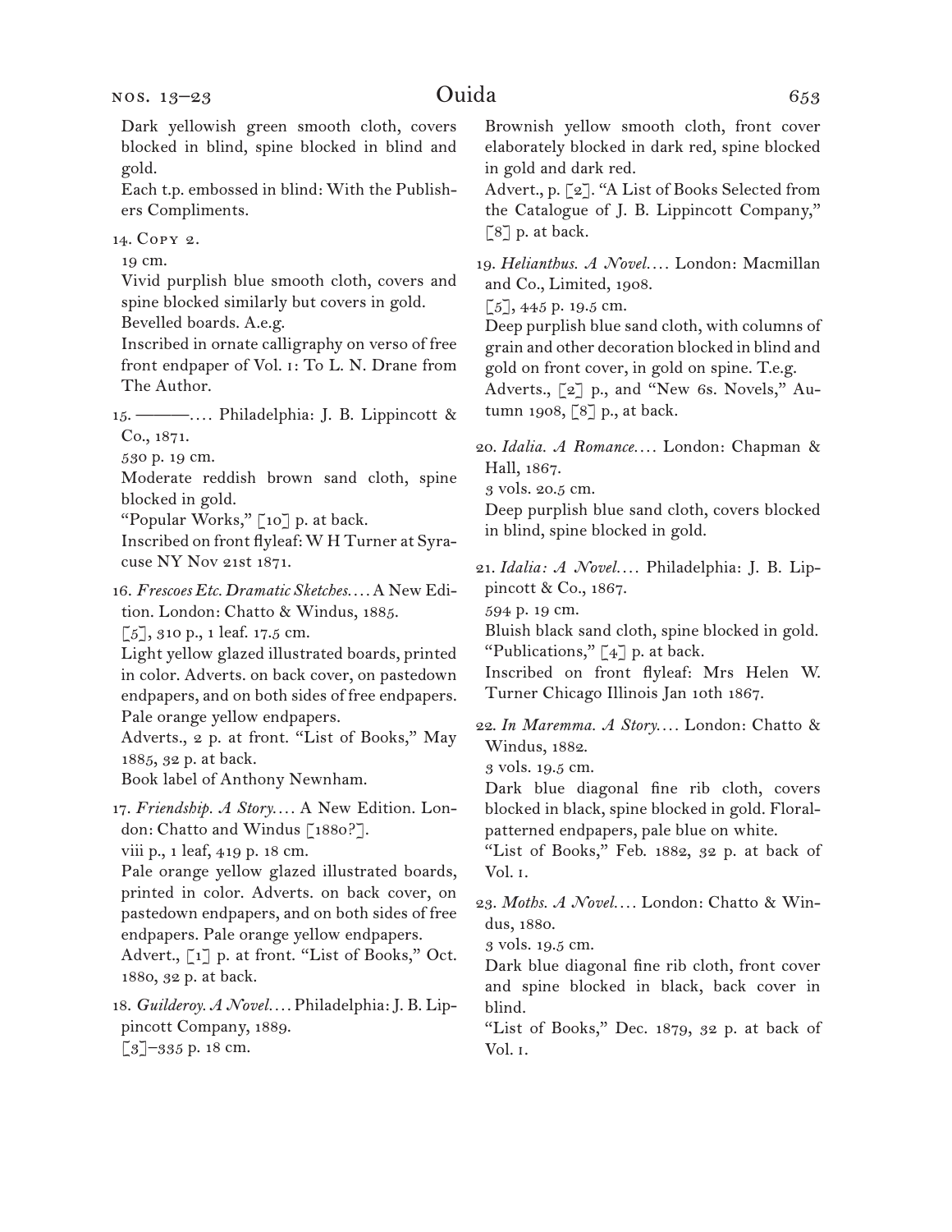Dark yellowish green smooth cloth, covers blocked in blind, spine blocked in blind and gold.
Each t.p. embossed in blind: With the Publishers Compliments.

14. Copy 2.
19 cm.
Vivid purplish blue smooth cloth, covers and spine blocked similarly but covers in gold.
Bevelled boards. A.e.g.
Inscribed in ornate calligraphy on verso of free front endpaper of Vol. 1: To L. N. Drane from The Author.

15. ———.... Philadelphia: J. B. Lippincott & Co., 1871.
530 p. 19 cm.
Moderate reddish brown sand cloth, spine blocked in gold.
"Popular Works," [10] p. at back.
Inscribed on front flyleaf: W H Turner at Syracuse NY Nov 21st 1871.

16. *Frescoes Etc. Dramatic Sketches....* A New Edition. London: Chatto & Windus, 1885.
[5], 310 p., 1 leaf. 17.5 cm.
Light yellow glazed illustrated boards, printed in color. Adverts. on back cover, on pastedown endpapers, and on both sides of free endpapers. Pale orange yellow endpapers.
Adverts., 2 p. at front. "List of Books," May 1885, 32 p. at back.
Book label of Anthony Newnham.

17. *Friendship. A Story....* A New Edition. London: Chatto and Windus [1880?].
viii p., 1 leaf, 419 p. 18 cm.
Pale orange yellow glazed illustrated boards, printed in color. Adverts. on back cover, on pastedown endpapers, and on both sides of free endpapers. Pale orange yellow endpapers.
Advert., [1] p. at front. "List of Books," Oct. 1880, 32 p. at back.

18. *Guilderoy. A Novel....* Philadelphia: J. B. Lippincott Company, 1889.
[3]–335 p. 18 cm.
Brownish yellow smooth cloth, front cover elaborately blocked in dark red, spine blocked in gold and dark red.
Advert., p. [2]. "A List of Books Selected from the Catalogue of J. B. Lippincott Company," [8] p. at back.

19. *Helianthus. A Novel....* London: Macmillan and Co., Limited, 1908.
[5], 445 p. 19.5 cm.
Deep purplish blue sand cloth, with columns of grain and other decoration blocked in blind and gold on front cover, in gold on spine. T.e.g.
Adverts., [2] p., and "New 6s. Novels," Autumn 1908, [8] p., at back.

20. *Idalia. A Romance....* London: Chapman & Hall, 1867.
3 vols. 20.5 cm.
Deep purplish blue sand cloth, covers blocked in blind, spine blocked in gold.

21. *Idalia: A Novel....* Philadelphia: J. B. Lippincott & Co., 1867.
594 p. 19 cm.
Bluish black sand cloth, spine blocked in gold.
"Publications," [4] p. at back.
Inscribed on front flyleaf: Mrs Helen W. Turner Chicago Illinois Jan 10th 1867.

22. *In Maremma. A Story....* London: Chatto & Windus, 1882.
3 vols. 19.5 cm.
Dark blue diagonal fine rib cloth, covers blocked in black, spine blocked in gold. Floral-patterned endpapers, pale blue on white.
"List of Books," Feb. 1882, 32 p. at back of Vol. 1.

23. *Moths. A Novel....* London: Chatto & Windus, 1880.
3 vols. 19.5 cm.
Dark blue diagonal fine rib cloth, front cover and spine blocked in black, back cover in blind.
"List of Books," Dec. 1879, 32 p. at back of Vol. 1.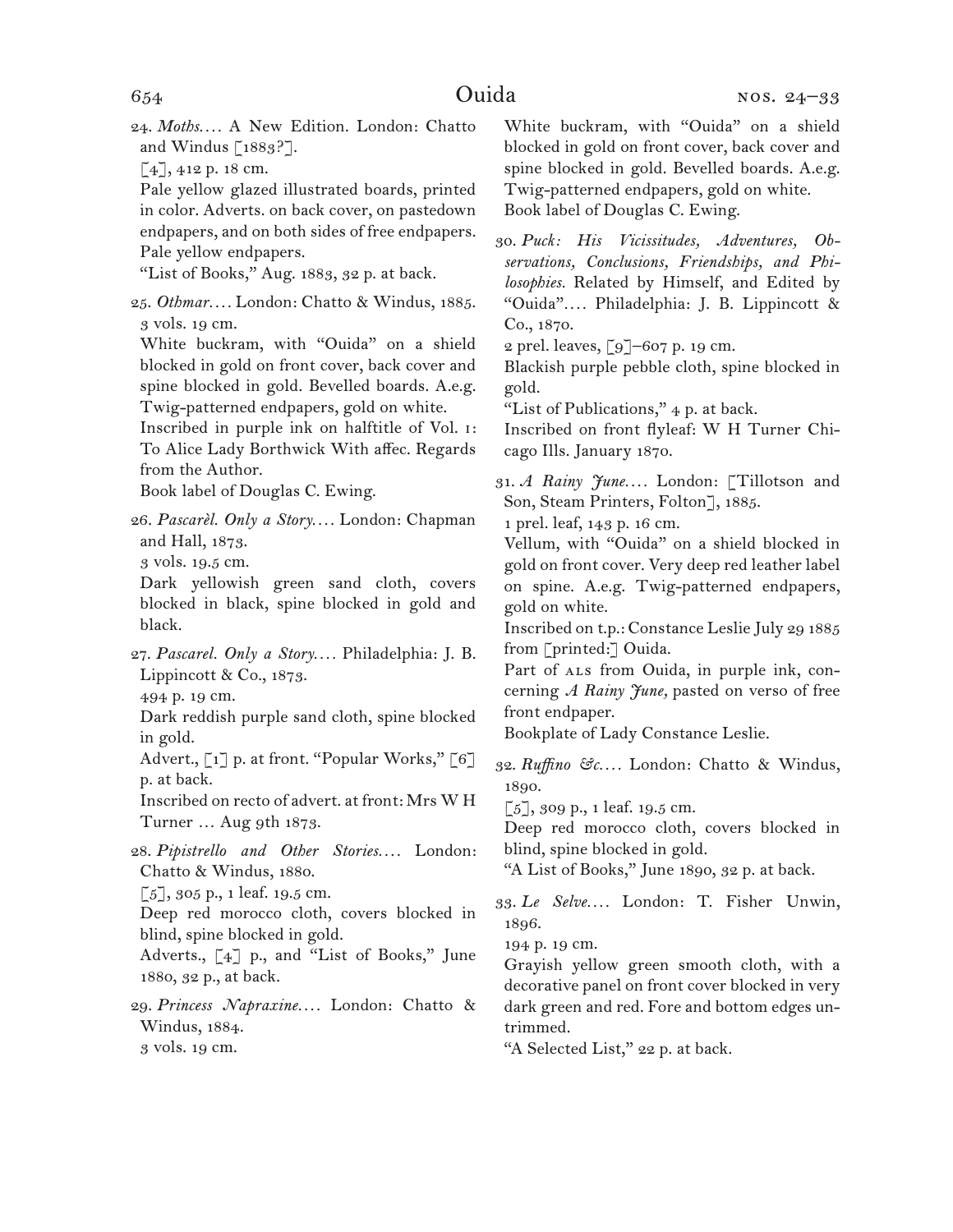24. *Moths*. . . . A New Edition. London: Chatto and Windus [1883?].
[4], 412 p. 18 cm.
Pale yellow glazed illustrated boards, printed in color. Adverts. on back cover, on pastedown endpapers, and on both sides of free endpapers. Pale yellow endpapers.
"List of Books," Aug. 1883, 32 p. at back.

25. *Othmar*. . . . London: Chatto & Windus, 1885.
3 vols. 19 cm.
White buckram, with "Ouida" on a shield blocked in gold on front cover, back cover and spine blocked in gold. Bevelled boards. A.e.g. Twig-patterned endpapers, gold on white.
Inscribed in purple ink on halftitle of Vol. 1: To Alice Lady Borthwick With affec. Regards from the Author.
Book label of Douglas C. Ewing.

26. *Pascarèl. Only a Story*. . . . London: Chapman and Hall, 1873.
3 vols. 19.5 cm.
Dark yellowish green sand cloth, covers blocked in black, spine blocked in gold and black.

27. *Pascarel. Only a Story*. . . . Philadelphia: J. B. Lippincott & Co., 1873.
494 p. 19 cm.
Dark reddish purple sand cloth, spine blocked in gold.
Advert., [1] p. at front. "Popular Works," [6] p. at back.
Inscribed on recto of advert. at front: Mrs W H Turner . . . Aug 9th 1873.

28. *Pipistrello and Other Stories*. . . . London: Chatto & Windus, 1880.
[5], 305 p., 1 leaf. 19.5 cm.
Deep red morocco cloth, covers blocked in blind, spine blocked in gold.
Adverts., [4] p., and "List of Books," June 1880, 32 p., at back.

29. *Princess Napraxine*. . . . London: Chatto & Windus, 1884.
3 vols. 19 cm.
White buckram, with "Ouida" on a shield blocked in gold on front cover, back cover and spine blocked in gold. Bevelled boards. A.e.g. Twig-patterned endpapers, gold on white.
Book label of Douglas C. Ewing.

30. *Puck: His Vicissitudes, Adventures, Observations, Conclusions, Friendships, and Philosophies*. Related by Himself, and Edited by "Ouida". . . . Philadelphia: J. B. Lippincott & Co., 1870.
2 prel. leaves, [9]–607 p. 19 cm.
Blackish purple pebble cloth, spine blocked in gold.
"List of Publications," 4 p. at back.
Inscribed on front flyleaf: W H Turner Chicago Ills. January 1870.

31. *A Rainy June*. . . . London: [Tillotson and Son, Steam Printers, Folton], 1885.
1 prel. leaf, 143 p. 16 cm.
Vellum, with "Ouida" on a shield blocked in gold on front cover. Very deep red leather label on spine. A.e.g. Twig-patterned endpapers, gold on white.
Inscribed on t.p.: Constance Leslie July 29 1885 from [printed:] Ouida.
Part of ALS from Ouida, in purple ink, concerning *A Rainy June*, pasted on verso of free front endpaper.
Bookplate of Lady Constance Leslie.

32. *Ruffino &c*. . . . London: Chatto & Windus, 1890.
[5], 309 p., 1 leaf. 19.5 cm.
Deep red morocco cloth, covers blocked in blind, spine blocked in gold.
"A List of Books," June 1890, 32 p. at back.

33. *Le Selve*. . . . London: T. Fisher Unwin, 1896.
194 p. 19 cm.
Grayish yellow green smooth cloth, with a decorative panel on front cover blocked in very dark green and red. Fore and bottom edges untrimmed.
"A Selected List," 22 p. at back.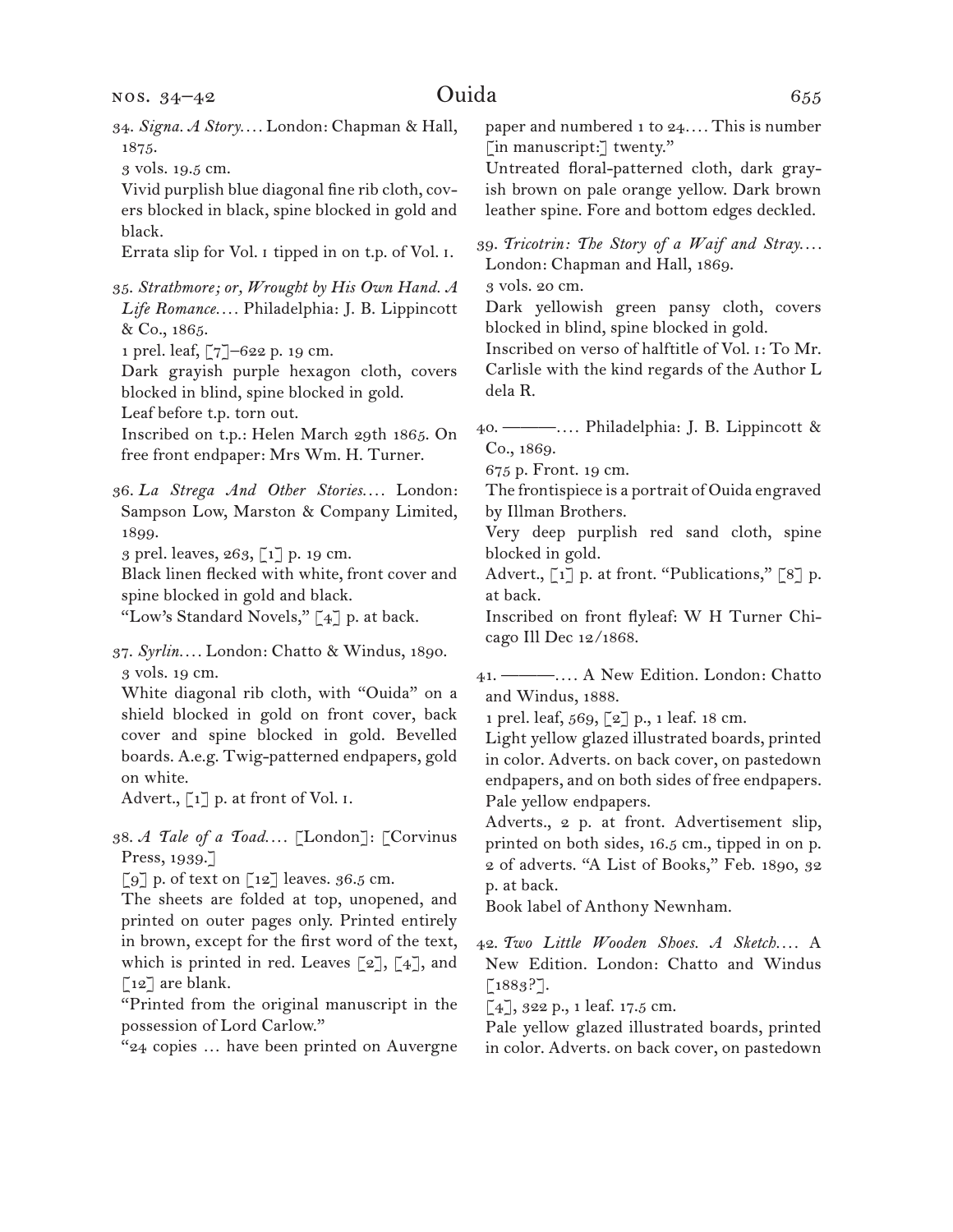34. *Signa. A Story.…* London: Chapman & Hall, 1875.

3 vols. 19.5 cm.

Vivid purplish blue diagonal fine rib cloth, covers blocked in black, spine blocked in gold and black.

Errata slip for Vol. 1 tipped in on t.p. of Vol. 1.

35. *Strathmore; or, Wrought by His Own Hand. A Life Romance.…* Philadelphia: J. B. Lippincott & Co., 1865.

1 prel. leaf, [7]–622 p. 19 cm.

Dark grayish purple hexagon cloth, covers blocked in blind, spine blocked in gold.

Leaf before t.p. torn out.

Inscribed on t.p.: Helen March 29th 1865. On free front endpaper: Mrs Wm. H. Turner.

36. *La Strega And Other Stories.…* London: Sampson Low, Marston & Company Limited, 1899.

3 prel. leaves, 263, [1] p. 19 cm.

Black linen flecked with white, front cover and spine blocked in gold and black.

"Low's Standard Novels," [4] p. at back.

37. *Syrlin.…* London: Chatto & Windus, 1890.

3 vols. 19 cm.

White diagonal rib cloth, with "Ouida" on a shield blocked in gold on front cover, back cover and spine blocked in gold. Bevelled boards. A.e.g. Twig-patterned endpapers, gold on white.

Advert., [1] p. at front of Vol. 1.

38. *A Tale of a Toad.…* [London]: [Corvinus Press, 1939.]

[9] p. of text on [12] leaves. 36.5 cm.

The sheets are folded at top, unopened, and printed on outer pages only. Printed entirely in brown, except for the first word of the text, which is printed in red. Leaves [2], [4], and [12] are blank.

"Printed from the original manuscript in the possession of Lord Carlow."

"24 copies … have been printed on Auvergne paper and numbered 1 to 24.… This is number [in manuscript:] twenty."

Untreated floral-patterned cloth, dark grayish brown on pale orange yellow. Dark brown leather spine. Fore and bottom edges deckled.

39. *Tricotrin: The Story of a Waif and Stray.…* London: Chapman and Hall, 1869.

3 vols. 20 cm.

Dark yellowish green pansy cloth, covers blocked in blind, spine blocked in gold.

Inscribed on verso of halftitle of Vol. 1: To Mr. Carlisle with the kind regards of the Author L dela R.

40. ———.… Philadelphia: J. B. Lippincott & Co., 1869.

675 p. Front. 19 cm.

The frontispiece is a portrait of Ouida engraved by Illman Brothers.

Very deep purplish red sand cloth, spine blocked in gold.

Advert., [1] p. at front. "Publications," [8] p. at back.

Inscribed on front flyleaf: W H Turner Chicago Ill Dec 12/1868.

41. ———.… A New Edition. London: Chatto and Windus, 1888.

1 prel. leaf, 569, [2] p., 1 leaf. 18 cm.

Light yellow glazed illustrated boards, printed in color. Adverts. on back cover, on pastedown endpapers, and on both sides of free endpapers. Pale yellow endpapers.

Adverts., 2 p. at front. Advertisement slip, printed on both sides, 16.5 cm., tipped in on p. 2 of adverts. "A List of Books," Feb. 1890, 32 p. at back.

Book label of Anthony Newnham.

42. *Two Little Wooden Shoes. A Sketch.…* A New Edition. London: Chatto and Windus [1883?].

[4], 322 p., 1 leaf. 17.5 cm.

Pale yellow glazed illustrated boards, printed in color. Adverts. on back cover, on pastedown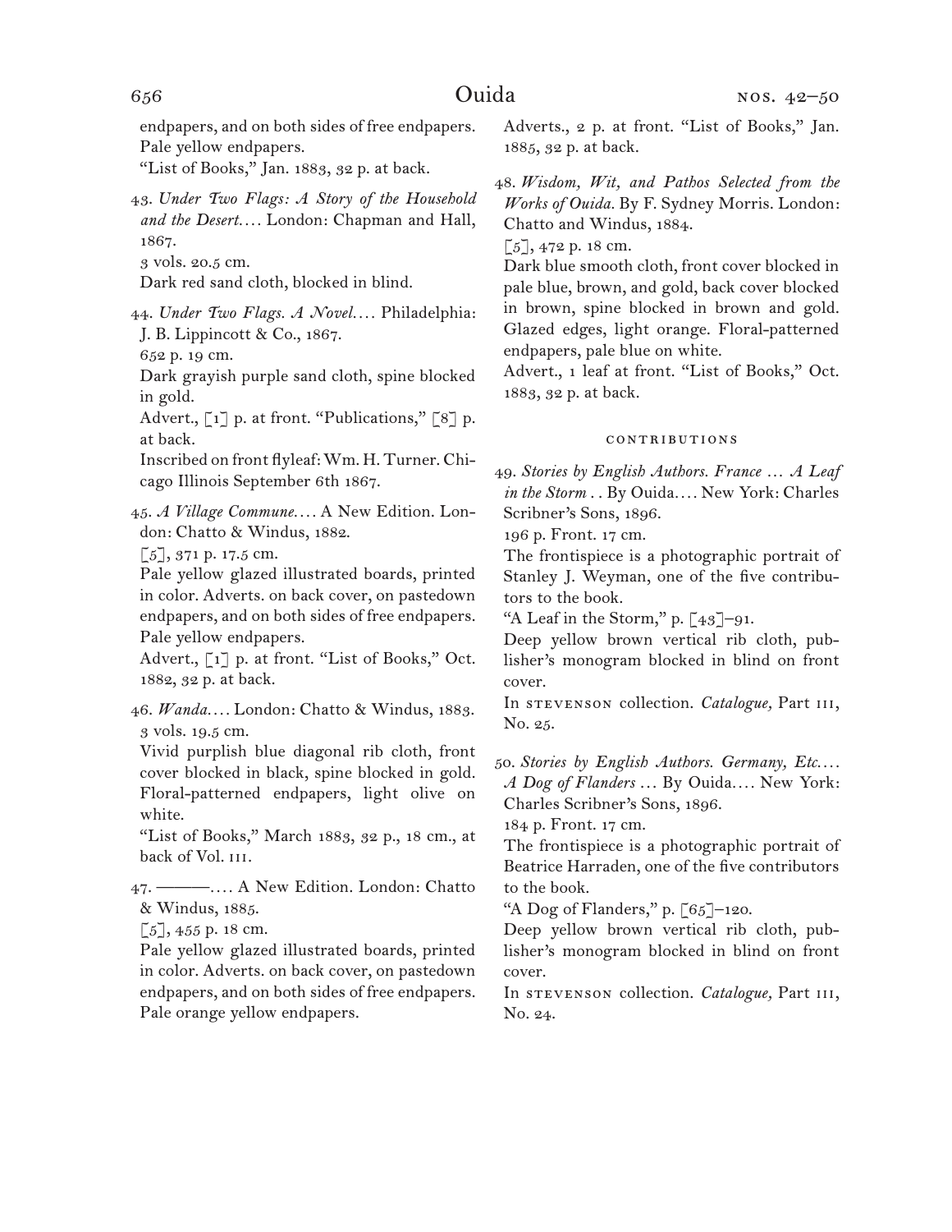endpapers, and on both sides of free endpapers. Pale yellow endpapers.
"List of Books," Jan. 1883, 32 p. at back.

43. *Under Two Flags: A Story of the Household and the Desert.*... London: Chapman and Hall, 1867.
3 vols. 20.5 cm.
Dark red sand cloth, blocked in blind.

44. *Under Two Flags. A Novel.*... Philadelphia: J. B. Lippincott & Co., 1867.
652 p. 19 cm.
Dark grayish purple sand cloth, spine blocked in gold.
Advert., [1] p. at front. "Publications," [8] p. at back.
Inscribed on front flyleaf: Wm. H. Turner. Chicago Illinois September 6th 1867.

45. *A Village Commune.*... A New Edition. London: Chatto & Windus, 1882.
[5], 371 p. 17.5 cm.
Pale yellow glazed illustrated boards, printed in color. Adverts. on back cover, on pastedown endpapers, and on both sides of free endpapers. Pale yellow endpapers.
Advert., [1] p. at front. "List of Books," Oct. 1882, 32 p. at back.

46. *Wanda.*... London: Chatto & Windus, 1883.
3 vols. 19.5 cm.
Vivid purplish blue diagonal rib cloth, front cover blocked in black, spine blocked in gold. Floral-patterned endpapers, light olive on white.
"List of Books," March 1883, 32 p., 18 cm., at back of Vol. III.

47. ———.... A New Edition. London: Chatto & Windus, 1885.
[5], 455 p. 18 cm.
Pale yellow glazed illustrated boards, printed in color. Adverts. on back cover, on pastedown endpapers, and on both sides of free endpapers. Pale orange yellow endpapers.
Adverts., 2 p. at front. "List of Books," Jan. 1885, 32 p. at back.

48. *Wisdom, Wit, and Pathos Selected from the Works of Ouida.* By F. Sydney Morris. London: Chatto and Windus, 1884.
[5], 472 p. 18 cm.
Dark blue smooth cloth, front cover blocked in pale blue, brown, and gold, back cover blocked in brown, spine blocked in brown and gold. Glazed edges, light orange. Floral-patterned endpapers, pale blue on white.
Advert., 1 leaf at front. "List of Books," Oct. 1883, 32 p. at back.

### CONTRIBUTIONS

49. *Stories by English Authors. France ... A Leaf in the Storm* . . By Ouida.... New York: Charles Scribner's Sons, 1896.
196 p. Front. 17 cm.
The frontispiece is a photographic portrait of Stanley J. Weyman, one of the five contributors to the book.
"A Leaf in the Storm," p. [43]–91.
Deep yellow brown vertical rib cloth, publisher's monogram blocked in blind on front cover.
In STEVENSON collection. *Catalogue,* Part III, No. 25.

50. *Stories by English Authors. Germany, Etc.... A Dog of Flanders* ... By Ouida.... New York: Charles Scribner's Sons, 1896.
184 p. Front. 17 cm.
The frontispiece is a photographic portrait of Beatrice Harraden, one of the five contributors to the book.
"A Dog of Flanders," p. [65]–120.
Deep yellow brown vertical rib cloth, publisher's monogram blocked in blind on front cover.
In STEVENSON collection. *Catalogue,* Part III, No. 24.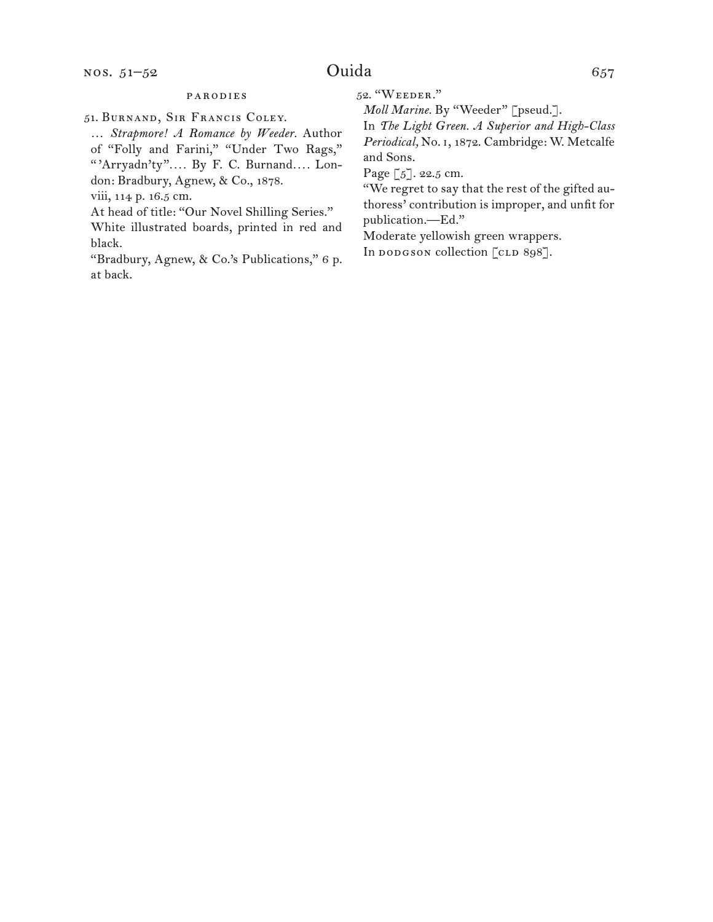### PARODIES

51. BURNAND, SIR FRANCIS COLEY.

… *Strapmore! A Romance by Weeder.* Author of "Folly and Farini," "Under Two Rags," "'Arryadn'ty"…. By F. C. Burnand…. London: Bradbury, Agnew, & Co., 1878.

viii, 114 p. 16.5 cm.

At head of title: "Our Novel Shilling Series."

White illustrated boards, printed in red and black.

"Bradbury, Agnew, & Co.'s Publications," 6 p. at back.

52. "WEEDER."

*Moll Marine.* By "Weeder" [pseud.].

In *The Light Green. A Superior and High-Class Periodical,* No. 1, 1872. Cambridge: W. Metcalfe and Sons.

Page [5]. 22.5 cm.

"We regret to say that the rest of the gifted authoress' contribution is improper, and unfit for publication.—Ed."

Moderate yellowish green wrappers.

In DODGSON collection [CLD 898].